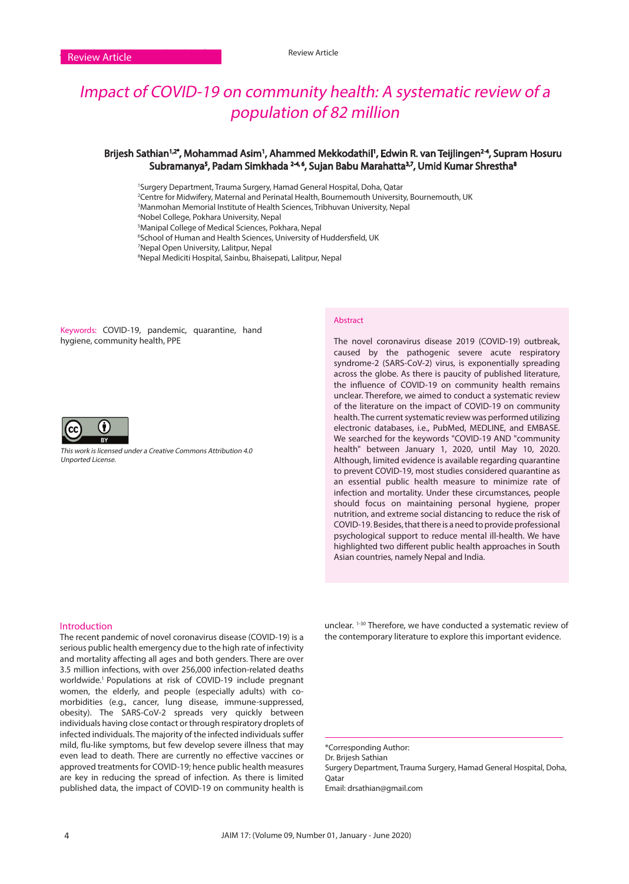Review Article

# Impact of COVID-19 on community health: A systematic review of a population of 82 million

**Brijesh Sathian[1,2*], Mohammad Asim[1], Ahammed Mekkodathil[1], Edwin R. van Teijlingen[2-4], Supram Hosuru Subramanya[5], Padam Simkhada [2-4,6], Sujan Babu Marahatta[3,7], Umid Kumar Shrestha[8]**

[1]Surgery Department, Trauma Surgery, Hamad General Hospital, Doha, Qatar
[2]Centre for Midwifery, Maternal and Perinatal Health, Bournemouth University, Bournemouth, UK
[3]Manmohan Memorial Institute of Health Sciences, Tribhuvan University, Nepal
[4]Nobel College, Pokhara University, Nepal
[5]Manipal College of Medical Sciences, Pokhara, Nepal
[6]School of Human and Health Sciences, University of Huddersfield, UK
[7]Nepal Open University, Lalitpur, Nepal
[8]Nepal Mediciti Hospital, Sainbu, Bhaisepati, Lalitpur, Nepal

Keywords: COVID-19, pandemic, quarantine, hand hygiene, community health, PPE

*This work is licensed under a Creative Commons Attribution 4.0 Unported License.*

## Abstract

The novel coronavirus disease 2019 (COVID-19) outbreak, caused by the pathogenic severe acute respiratory syndrome-2 (SARS-CoV-2) virus, is exponentially spreading across the globe. As there is paucity of published literature, the influence of COVID-19 on community health remains unclear. Therefore, we aimed to conduct a systematic review of the literature on the impact of COVID-19 on community health. The current systematic review was performed utilizing electronic databases, i.e., PubMed, MEDLINE, and EMBASE. We searched for the keywords "COVID-19 AND "community health" between January 1, 2020, until May 10, 2020. Although, limited evidence is available regarding quarantine to prevent COVID-19, most studies considered quarantine as an essential public health measure to minimize rate of infection and mortality. Under these circumstances, people should focus on maintaining personal hygiene, proper nutrition, and extreme social distancing to reduce the risk of COVID-19. Besides, that there is a need to provide professional psychological support to reduce mental ill-health. We have highlighted two different public health approaches in South Asian countries, namely Nepal and India.

## Introduction

The recent pandemic of novel coronavirus disease (COVID-19) is a serious public health emergency due to the high rate of infectivity and mortality affecting all ages and both genders. There are over 3.5 million infections, with over 256,000 infection-related deaths worldwide.[1] Populations at risk of COVID-19 include pregnant women, the elderly, and people (especially adults) with co-morbidities (e.g., cancer, lung disease, immune-suppressed, obesity). The SARS-CoV-2 spreads very quickly between individuals having close contact or through respiratory droplets of infected individuals. The majority of the infected individuals suffer mild, flu-like symptoms, but few develop severe illness that may even lead to death. There are currently no effective vaccines or approved treatments for COVID-19; hence public health measures are key in reducing the spread of infection. As there is limited published data, the impact of COVID-19 on community health is unclear. [1-30] Therefore, we have conducted a systematic review of the contemporary literature to explore this important evidence.

*Corresponding Author:
Dr. Brijesh Sathian
Surgery Department, Trauma Surgery, Hamad General Hospital, Doha, Qatar
Email: drsathian@gmail.com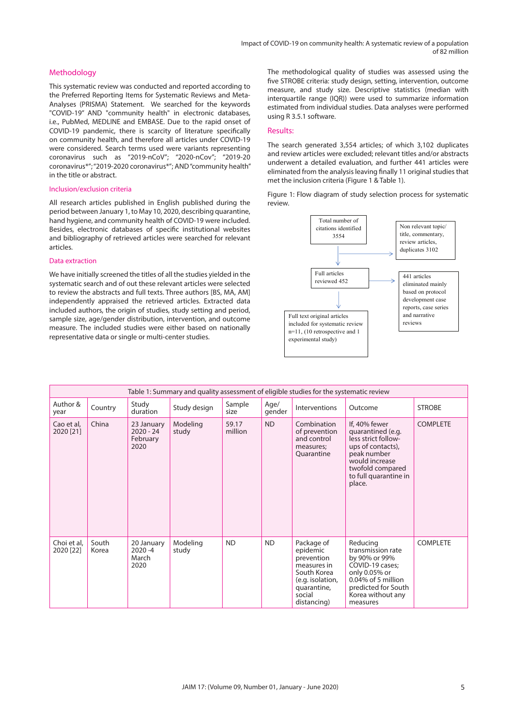## Methodology

This systematic review was conducted and reported according to the Preferred Reporting Items for Systematic Reviews and Meta-Analyses (PRISMA) Statement. We searched for the keywords "COVID-19" AND "community health" in electronic databases, i.e., PubMed, MEDLINE and EMBASE. Due to the rapid onset of COVID-19 pandemic, there is scarcity of literature specifically on community health, and therefore all articles under COVID-19 were considered. Search terms used were variants representing coronavirus such as "2019-nCoV"; "2020-nCov"; "2019-20 coronavirus*"; "2019-2020 coronavirus*"; AND "community health" in the title or abstract.

### Inclusion/exclusion criteria

All research articles published in English published during the period between January 1, to May 10, 2020, describing quarantine, hand hygiene, and community health of COVID-19 were included. Besides, electronic databases of specific institutional websites and bibliography of retrieved articles were searched for relevant articles.

### Data extraction

We have initially screened the titles of all the studies yielded in the systematic search and of out these relevant articles were selected to review the abstracts and full texts. Three authors [BS, MA, AM] independently appraised the retrieved articles. Extracted data included authors, the origin of studies, study setting and period, sample size, age/gender distribution, intervention, and outcome measure. The included studies were either based on nationally representative data or single or multi-center studies.

The methodological quality of studies was assessed using the five STROBE criteria: study design, setting, intervention, outcome measure, and study size. Descriptive statistics (median with interquartile range (IQR)) were used to summarize information estimated from individual studies. Data analyses were performed using R 3.5.1 software.

## Results:

The search generated 3,554 articles; of which 3,102 duplicates and review articles were excluded; relevant titles and/or abstracts underwent a detailed evaluation, and further 441 articles were eliminated from the analysis leaving finally 11 original studies that met the inclusion criteria (Figure 1 & Table 1).

Figure 1: Flow diagram of study selection process for systematic review.

Total number of citations identified 3554

Non relevant topic/ title, commentary, review articles, duplicates 3102

Full articles reviewed 452

441 articles eliminated mainly based on protocol development case reports, case series and narrative reviews

Full text original articles included for systematic review n=11, (10 retrospective and 1 experimental study)

Table 1: Summary and quality assessment of eligible studies for the systematic review

| Author & year | Country | Study duration | Study design | Sample size | Age/ gender | Interventions | Outcome | STROBE |
|---|---|---|---|---|---|---|---|---|
| Cao et al, 2020 [21] | China | 23 January 2020 - 24 February 2020 | Modeling study | 59.17 million | ND | Combination of prevention and control measures; Quarantine | If, 40% fewer quarantined (e.g. less strict follow-ups of contacts), peak number would increase twofold compared to full quarantine in place. | COMPLETE |
| Choi et al, 2020 [22] | South Korea | 20 January 2020 -4 March 2020 | Modeling study | ND | ND | Package of epidemic prevention measures in South Korea (e.g. isolation, quarantine, social distancing) | Reducing transmission rate by 90% or 99% COVID-19 cases; only 0.05% or 0.04% of 5 million predicted for South Korea without any measures | COMPLETE |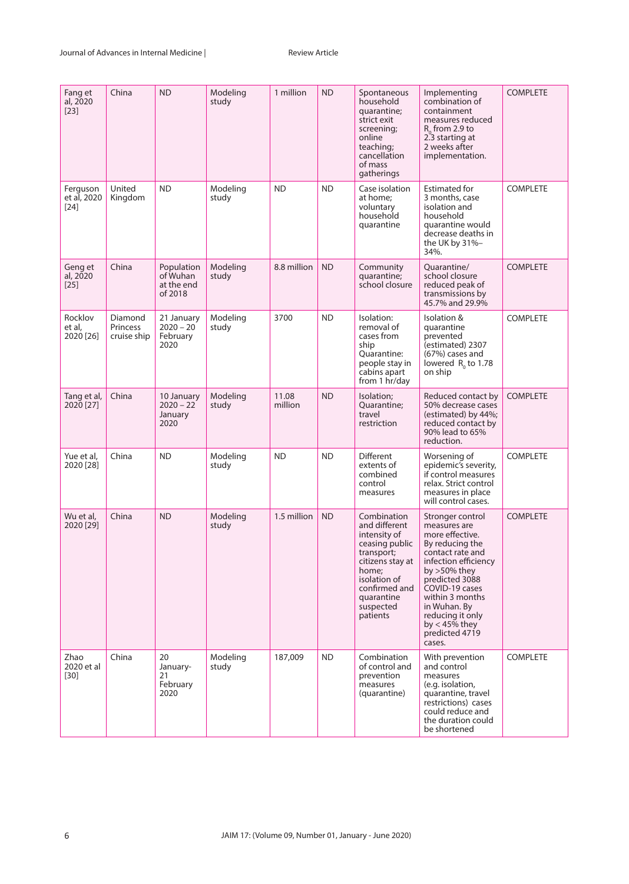| Fang et al, 2020 [23] | China | ND | Modeling study | 1 million | ND | Spontaneous household quarantine; strict exit screening; online teaching; cancellation of mass gatherings | Implementing combination of containment measures reduced $R_0$ from 2.9 to 2.3 starting at 2 weeks after implementation. | COMPLETE |
|---|---|---|---|---|---|---|---|---|
| Ferguson et al, 2020 [24] | United Kingdom | ND | Modeling study | ND | ND | Case isolation at home; voluntary household quarantine | Estimated for 3 months, case isolation and household quarantine would decrease deaths in the UK by 31%–34%. | COMPLETE |
| Geng et al, 2020 [25] | China | Population of Wuhan at the end of 2018 | Modeling study | 8.8 million | ND | Community quarantine; school closure | Quarantine/ school closure reduced peak of transmissions by 45.7% and 29.9% | COMPLETE |
| Rocklov et al, 2020 [26] | Diamond Princess cruise ship | 21 January 2020 – 20 February 2020 | Modeling study | 3700 | ND | Isolation: removal of cases from ship Quarantine: people stay in cabins apart from 1 hr/day | Isolation & quarantine prevented (estimated) 2307 (67%) cases and lowered $R_0$ to 1.78 on ship | COMPLETE |
| Tang et al, 2020 [27] | China | 10 January 2020 – 22 January 2020 | Modeling study | 11.08 million | ND | Isolation; Quarantine; travel restriction | Reduced contact by 50% decrease cases (estimated) by 44%; reduced contact by 90% lead to 65% reduction. | COMPLETE |
| Yue et al, 2020 [28] | China | ND | Modeling study | ND | ND | Different extents of combined control measures | Worsening of epidemic's severity, if control measures relax. Strict control measures in place will control cases. | COMPLETE |
| Wu et al, 2020 [29] | China | ND | Modeling study | 1.5 million | ND | Combination and different intensity of ceasing public transport; citizens stay at home; isolation of confirmed and quarantine suspected patients | Stronger control measures are more effective. By reducing the contact rate and infection efficiency by >50% they predicted 3088 COVID-19 cases within 3 months in Wuhan. By reducing it only by < 45% they predicted 4719 cases. | COMPLETE |
| Zhao 2020 et al [30] | China | 20 January-21 February 2020 | Modeling study | 187,009 | ND | Combination of control and prevention measures (quarantine) | With prevention and control measures (e.g. isolation, quarantine, travel restrictions) cases could reduce and the duration could be shortened | COMPLETE |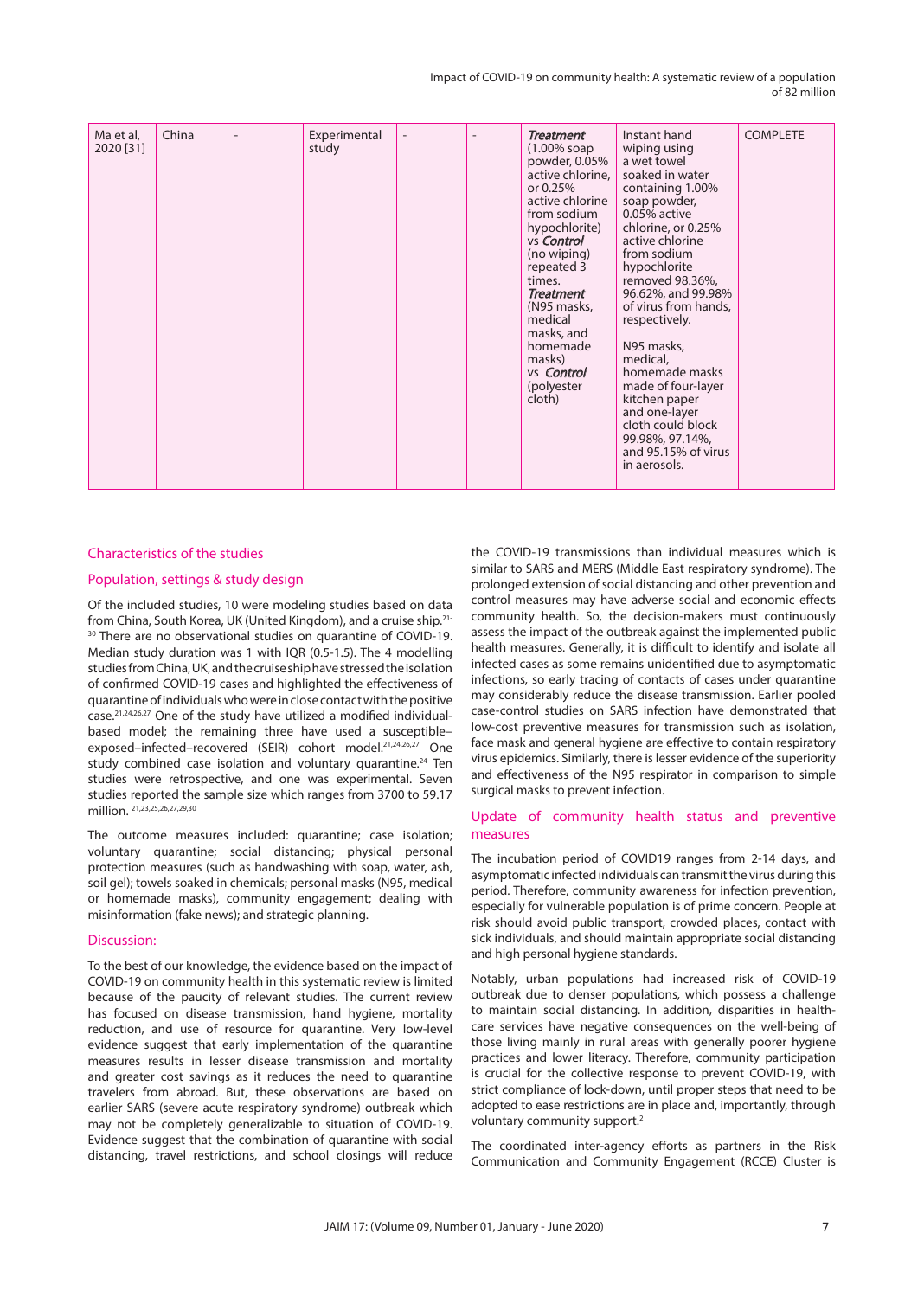| Ma et al, 2020 [31] | China | - | Experimental study | - | - | *Treatment* (1.00% soap powder, 0.05% active chlorine, or 0.25% active chlorine from sodium hypochlorite) vs *Control* (no wiping) repeated 3 times. *Treatment* (N95 masks, medical masks, and homemade masks) vs *Control* (polyester cloth) | Instant hand wiping using a wet towel soaked in water containing 1.00% soap powder, 0.05% active chlorine, or 0.25% active chlorine from sodium hypochlorite removed 98.36%, 96.62%, and 99.98% of virus from hands, respectively. N95 masks, medical, homemade masks made of four-layer kitchen paper and one-layer cloth could block 99.98%, 97.14%, and 95.15% of virus in aerosols. | COMPLETE |
|---|---|---|---|---|---|---|---|---|

## Characteristics of the studies

### Population, settings & study design

Of the included studies, 10 were modeling studies based on data from China, South Korea, UK (United Kingdom), and a cruise ship.[21-30] There are no observational studies on quarantine of COVID-19. Median study duration was 1 with IQR (0.5-1.5). The 4 modelling studies from China, UK, and the cruise ship have stressed the isolation of confirmed COVID-19 cases and highlighted the effectiveness of quarantine of individuals who were in close contact with the positive case.[21,24,26,27] One of the study have utilized a modified individual-based model; the remaining three have used a susceptible–exposed–infected–recovered (SEIR) cohort model.[21,24,26,27] One study combined case isolation and voluntary quarantine.[24] Ten studies were retrospective, and one was experimental. Seven studies reported the sample size which ranges from 3700 to 59.17 million. [21,23,25,26,27,29,30]

The outcome measures included: quarantine; case isolation; voluntary quarantine; social distancing; physical personal protection measures (such as handwashing with soap, water, ash, soil gel); towels soaked in chemicals; personal masks (N95, medical or homemade masks), community engagement; dealing with misinformation (fake news); and strategic planning.

## Discussion:

To the best of our knowledge, the evidence based on the impact of COVID-19 on community health in this systematic review is limited because of the paucity of relevant studies. The current review has focused on disease transmission, hand hygiene, mortality reduction, and use of resource for quarantine. Very low-level evidence suggest that early implementation of the quarantine measures results in lesser disease transmission and mortality and greater cost savings as it reduces the need to quarantine travelers from abroad. But, these observations are based on earlier SARS (severe acute respiratory syndrome) outbreak which may not be completely generalizable to situation of COVID-19. Evidence suggest that the combination of quarantine with social distancing, travel restrictions, and school closings will reduce the COVID-19 transmissions than individual measures which is similar to SARS and MERS (Middle East respiratory syndrome). The prolonged extension of social distancing and other prevention and control measures may have adverse social and economic effects community health. So, the decision-makers must continuously assess the impact of the outbreak against the implemented public health measures. Generally, it is difficult to identify and isolate all infected cases as some remains unidentified due to asymptomatic infections, so early tracing of contacts of cases under quarantine may considerably reduce the disease transmission. Earlier pooled case-control studies on SARS infection have demonstrated that low-cost preventive measures for transmission such as isolation, face mask and general hygiene are effective to contain respiratory virus epidemics. Similarly, there is lesser evidence of the superiority and effectiveness of the N95 respirator in comparison to simple surgical masks to prevent infection.

### Update of community health status and preventive measures

The incubation period of COVID19 ranges from 2-14 days, and asymptomatic infected individuals can transmit the virus during this period. Therefore, community awareness for infection prevention, especially for vulnerable population is of prime concern. People at risk should avoid public transport, crowded places, contact with sick individuals, and should maintain appropriate social distancing and high personal hygiene standards.

Notably, urban populations had increased risk of COVID-19 outbreak due to denser populations, which possess a challenge to maintain social distancing. In addition, disparities in health-care services have negative consequences on the well-being of those living mainly in rural areas with generally poorer hygiene practices and lower literacy. Therefore, community participation is crucial for the collective response to prevent COVID-19, with strict compliance of lock-down, until proper steps that need to be adopted to ease restrictions are in place and, importantly, through voluntary community support.[2]

The coordinated inter-agency efforts as partners in the Risk Communication and Community Engagement (RCCE) Cluster is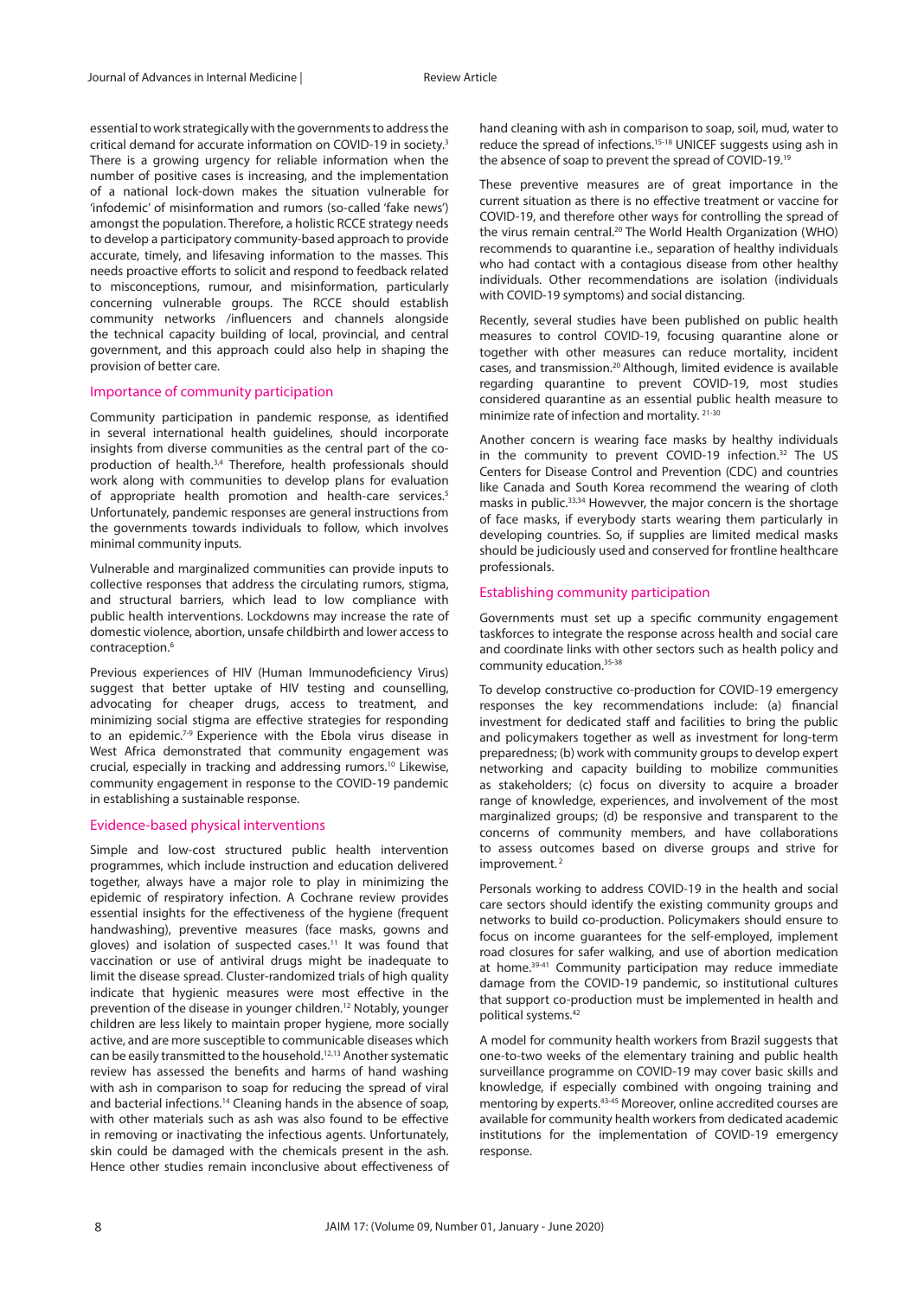essential to work strategically with the governments to address the critical demand for accurate information on COVID-19 in society.[3] There is a growing urgency for reliable information when the number of positive cases is increasing, and the implementation of a national lock-down makes the situation vulnerable for 'infodemic' of misinformation and rumors (so-called 'fake news') amongst the population. Therefore, a holistic RCCE strategy needs to develop a participatory community-based approach to provide accurate, timely, and lifesaving information to the masses. This needs proactive efforts to solicit and respond to feedback related to misconceptions, rumour, and misinformation, particularly concerning vulnerable groups. The RCCE should establish community networks /influencers and channels alongside the technical capacity building of local, provincial, and central government, and this approach could also help in shaping the provision of better care.

## Importance of community participation

Community participation in pandemic response, as identified in several international health guidelines, should incorporate insights from diverse communities as the central part of the co-production of health.[3,4] Therefore, health professionals should work along with communities to develop plans for evaluation of appropriate health promotion and health-care services.[5] Unfortunately, pandemic responses are general instructions from the governments towards individuals to follow, which involves minimal community inputs.

Vulnerable and marginalized communities can provide inputs to collective responses that address the circulating rumors, stigma, and structural barriers, which lead to low compliance with public health interventions. Lockdowns may increase the rate of domestic violence, abortion, unsafe childbirth and lower access to contraception.[6]

Previous experiences of HIV (Human Immunodeficiency Virus) suggest that better uptake of HIV testing and counselling, advocating for cheaper drugs, access to treatment, and minimizing social stigma are effective strategies for responding to an epidemic.[7-9] Experience with the Ebola virus disease in West Africa demonstrated that community engagement was crucial, especially in tracking and addressing rumors.[10] Likewise, community engagement in response to the COVID-19 pandemic in establishing a sustainable response.

## Evidence-based physical interventions

Simple and low-cost structured public health intervention programmes, which include instruction and education delivered together, always have a major role to play in minimizing the epidemic of respiratory infection. A Cochrane review provides essential insights for the effectiveness of the hygiene (frequent handwashing), preventive measures (face masks, gowns and gloves) and isolation of suspected cases.[11] It was found that vaccination or use of antiviral drugs might be inadequate to limit the disease spread. Cluster-randomized trials of high quality indicate that hygienic measures were most effective in the prevention of the disease in younger children.[12] Notably, younger children are less likely to maintain proper hygiene, more socially active, and are more susceptible to communicable diseases which can be easily transmitted to the household.[12,13] Another systematic review has assessed the benefits and harms of hand washing with ash in comparison to soap for reducing the spread of viral and bacterial infections.[14] Cleaning hands in the absence of soap, with other materials such as ash was also found to be effective in removing or inactivating the infectious agents. Unfortunately, skin could be damaged with the chemicals present in the ash. Hence other studies remain inconclusive about effectiveness of hand cleaning with ash in comparison to soap, soil, mud, water to reduce the spread of infections.[15-18] UNICEF suggests using ash in the absence of soap to prevent the spread of COVID-19.[19]

These preventive measures are of great importance in the current situation as there is no effective treatment or vaccine for COVID-19, and therefore other ways for controlling the spread of the virus remain central.[20] The World Health Organization (WHO) recommends to quarantine i.e., separation of healthy individuals who had contact with a contagious disease from other healthy individuals. Other recommendations are isolation (individuals with COVID-19 symptoms) and social distancing.

Recently, several studies have been published on public health measures to control COVID-19, focusing quarantine alone or together with other measures can reduce mortality, incident cases, and transmission.[20] Although, limited evidence is available regarding quarantine to prevent COVID-19, most studies considered quarantine as an essential public health measure to minimize rate of infection and mortality. [21-30]

Another concern is wearing face masks by healthy individuals in the community to prevent COVID-19 infection.[32] The US Centers for Disease Control and Prevention (CDC) and countries like Canada and South Korea recommend the wearing of cloth masks in public.[33,34] Howevver, the major concern is the shortage of face masks, if everybody starts wearing them particularly in developing countries. So, if supplies are limited medical masks should be judiciously used and conserved for frontline healthcare professionals.

## Establishing community participation

Governments must set up a specific community engagement taskforces to integrate the response across health and social care and coordinate links with other sectors such as health policy and community education.[35-38]

To develop constructive co-production for COVID-19 emergency responses the key recommendations include: (a) financial investment for dedicated staff and facilities to bring the public and policymakers together as well as investment for long-term preparedness; (b) work with community groups to develop expert networking and capacity building to mobilize communities as stakeholders; (c) focus on diversity to acquire a broader range of knowledge, experiences, and involvement of the most marginalized groups; (d) be responsive and transparent to the concerns of community members, and have collaborations to assess outcomes based on diverse groups and strive for improvement.[2]

Personals working to address COVID-19 in the health and social care sectors should identify the existing community groups and networks to build co-production. Policymakers should ensure to focus on income guarantees for the self-employed, implement road closures for safer walking, and use of abortion medication at home.[39-41] Community participation may reduce immediate damage from the COVID-19 pandemic, so institutional cultures that support co-production must be implemented in health and political systems.[42]

A model for community health workers from Brazil suggests that one-to-two weeks of the elementary training and public health surveillance programme on COVID-19 may cover basic skills and knowledge, if especially combined with ongoing training and mentoring by experts.[43-45] Moreover, online accredited courses are available for community health workers from dedicated academic institutions for the implementation of COVID-19 emergency response.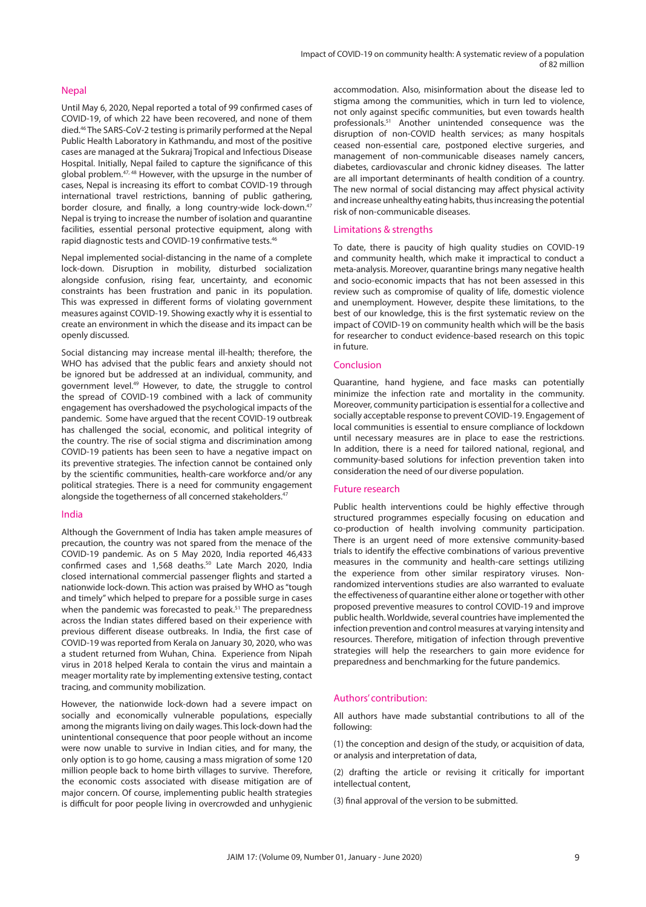## Nepal

Until May 6, 2020, Nepal reported a total of 99 confirmed cases of COVID-19, of which 22 have been recovered, and none of them died.[46] The SARS-CoV-2 testing is primarily performed at the Nepal Public Health Laboratory in Kathmandu, and most of the positive cases are managed at the Sukraraj Tropical and Infectious Disease Hospital. Initially, Nepal failed to capture the significance of this global problem.[47, 48] However, with the upsurge in the number of cases, Nepal is increasing its effort to combat COVID-19 through international travel restrictions, banning of public gathering, border closure, and finally, a long country-wide lock-down.[47] Nepal is trying to increase the number of isolation and quarantine facilities, essential personal protective equipment, along with rapid diagnostic tests and COVID-19 confirmative tests.[46]

Nepal implemented social-distancing in the name of a complete lock-down. Disruption in mobility, disturbed socialization alongside confusion, rising fear, uncertainty, and economic constraints has been frustration and panic in its population. This was expressed in different forms of violating government measures against COVID-19. Showing exactly why it is essential to create an environment in which the disease and its impact can be openly discussed.

Social distancing may increase mental ill-health; therefore, the WHO has advised that the public fears and anxiety should not be ignored but be addressed at an individual, community, and government level.[49] However, to date, the struggle to control the spread of COVID-19 combined with a lack of community engagement has overshadowed the psychological impacts of the pandemic. Some have argued that the recent COVID-19 outbreak has challenged the social, economic, and political integrity of the country. The rise of social stigma and discrimination among COVID-19 patients has been seen to have a negative impact on its preventive strategies. The infection cannot be contained only by the scientific communities, health-care workforce and/or any political strategies. There is a need for community engagement alongside the togetherness of all concerned stakeholders.[47]

## India

Although the Government of India has taken ample measures of precaution, the country was not spared from the menace of the COVID-19 pandemic. As on 5 May 2020, India reported 46,433 confirmed cases and 1,568 deaths.[50] Late March 2020, India closed international commercial passenger flights and started a nationwide lock-down. This action was praised by WHO as "tough and timely" which helped to prepare for a possible surge in cases when the pandemic was forecasted to peak.[51] The preparedness across the Indian states differed based on their experience with previous different disease outbreaks. In India, the first case of COVID-19 was reported from Kerala on January 30, 2020, who was a student returned from Wuhan, China. Experience from Nipah virus in 2018 helped Kerala to contain the virus and maintain a meager mortality rate by implementing extensive testing, contact tracing, and community mobilization.

However, the nationwide lock-down had a severe impact on socially and economically vulnerable populations, especially among the migrants living on daily wages. This lock-down had the unintentional consequence that poor people without an income were now unable to survive in Indian cities, and for many, the only option is to go home, causing a mass migration of some 120 million people back to home birth villages to survive. Therefore, the economic costs associated with disease mitigation are of major concern. Of course, implementing public health strategies is difficult for poor people living in overcrowded and unhygienic accommodation. Also, misinformation about the disease led to stigma among the communities, which in turn led to violence, not only against specific communities, but even towards health professionals.[51] Another unintended consequence was the disruption of non-COVID health services; as many hospitals ceased non-essential care, postponed elective surgeries, and management of non-communicable diseases namely cancers, diabetes, cardiovascular and chronic kidney diseases. The latter are all important determinants of health condition of a country. The new normal of social distancing may affect physical activity and increase unhealthy eating habits, thus increasing the potential risk of non-communicable diseases.

## Limitations & strengths

To date, there is paucity of high quality studies on COVID-19 and community health, which make it impractical to conduct a meta-analysis. Moreover, quarantine brings many negative health and socio-economic impacts that has not been assessed in this review such as compromise of quality of life, domestic violence and unemployment. However, despite these limitations, to the best of our knowledge, this is the first systematic review on the impact of COVID-19 on community health which will be the basis for researcher to conduct evidence-based research on this topic in future.

## Conclusion

Quarantine, hand hygiene, and face masks can potentially minimize the infection rate and mortality in the community. Moreover, community participation is essential for a collective and socially acceptable response to prevent COVID-19. Engagement of local communities is essential to ensure compliance of lockdown until necessary measures are in place to ease the restrictions. In addition, there is a need for tailored national, regional, and community-based solutions for infection prevention taken into consideration the need of our diverse population.

## Future research

Public health interventions could be highly effective through structured programmes especially focusing on education and co-production of health involving community participation. There is an urgent need of more extensive community-based trials to identify the effective combinations of various preventive measures in the community and health-care settings utilizing the experience from other similar respiratory viruses. Non-randomized interventions studies are also warranted to evaluate the effectiveness of quarantine either alone or together with other proposed preventive measures to control COVID-19 and improve public health. Worldwide, several countries have implemented the infection prevention and control measures at varying intensity and resources. Therefore, mitigation of infection through preventive strategies will help the researchers to gain more evidence for preparedness and benchmarking for the future pandemics.

## Authors' contribution:

All authors have made substantial contributions to all of the following:

(1) the conception and design of the study, or acquisition of data, or analysis and interpretation of data,

(2) drafting the article or revising it critically for important intellectual content,

(3) final approval of the version to be submitted.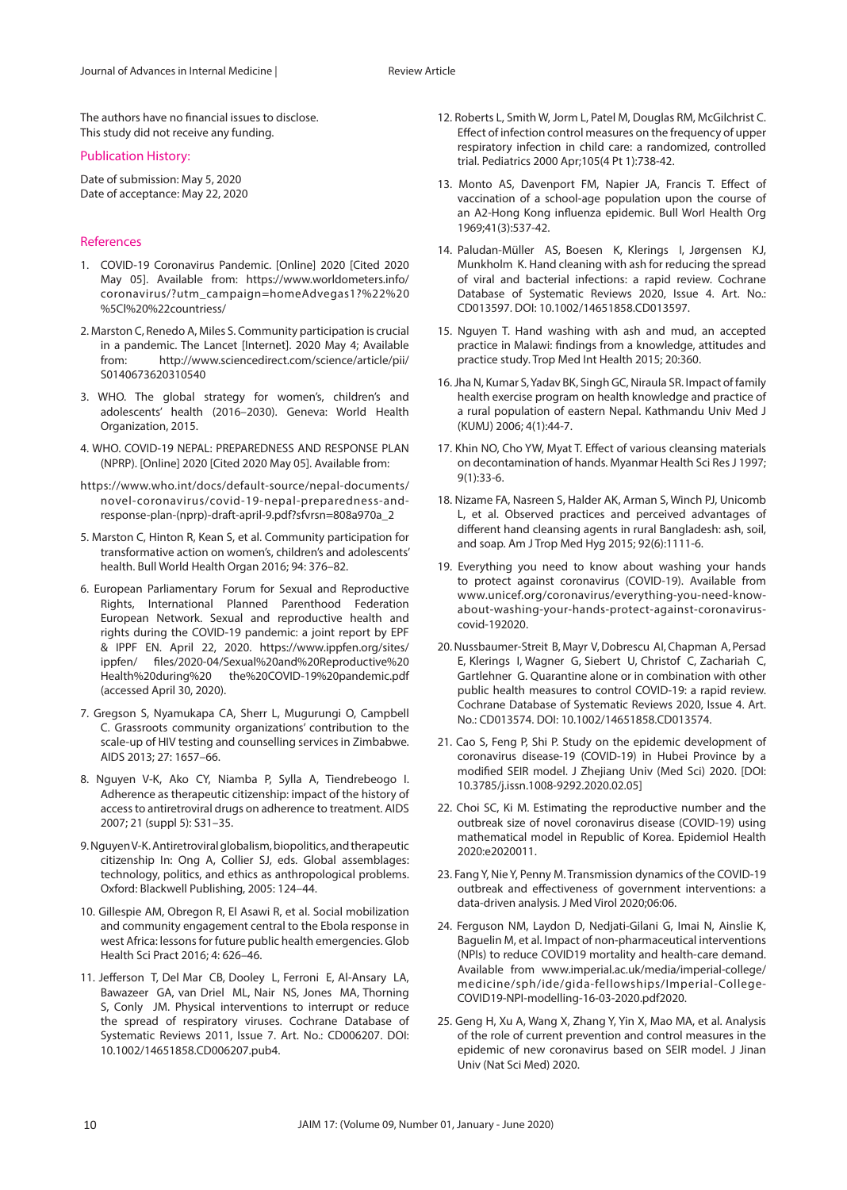The authors have no financial issues to disclose.
This study did not receive any funding.

## Publication History:

Date of submission: May 5, 2020
Date of acceptance: May 22, 2020

## References

1. COVID-19 Coronavirus Pandemic. [Online] 2020 [Cited 2020 May 05]. Available from: https://www.worldometers.info/coronavirus/?utm_campaign=homeAdvegas1?%22%20%5Cl%20%22countriess/
2. Marston C, Renedo A, Miles S. Community participation is crucial in a pandemic. The Lancet [Internet]. 2020 May 4; Available from: http://www.sciencedirect.com/science/article/pii/S0140673620310540
3. WHO. The global strategy for women's, children's and adolescents' health (2016–2030). Geneva: World Health Organization, 2015.
4. WHO. COVID-19 NEPAL: PREPAREDNESS AND RESPONSE PLAN (NPRP). [Online] 2020 [Cited 2020 May 05]. Available from: https://www.who.int/docs/default-source/nepal-documents/novel-coronavirus/covid-19-nepal-preparedness-and-response-plan-(nprp)-draft-april-9.pdf?sfvrsn=808a970a_2
5. Marston C, Hinton R, Kean S, et al. Community participation for transformative action on women's, children's and adolescents' health. Bull World Health Organ 2016; 94: 376–82.
6. European Parliamentary Forum for Sexual and Reproductive Rights, International Planned Parenthood Federation European Network. Sexual and reproductive health and rights during the COVID-19 pandemic: a joint report by EPF & IPPF EN. April 22, 2020. https://www.ippfen.org/sites/ippfen/ files/2020-04/Sexual%20and%20Reproductive%20 Health%20during%20 the%20COVID-19%20pandemic.pdf (accessed April 30, 2020).
7. Gregson S, Nyamukapa CA, Sherr L, Mugurungi O, Campbell C. Grassroots community organizations' contribution to the scale-up of HIV testing and counselling services in Zimbabwe. AIDS 2013; 27: 1657–66.
8. Nguyen V-K, Ako CY, Niamba P, Sylla A, Tiendrebeogo I. Adherence as therapeutic citizenship: impact of the history of access to antiretroviral drugs on adherence to treatment. AIDS 2007; 21 (suppl 5): S31–35.
9. Nguyen V-K. Antiretroviral globalism, biopolitics, and therapeutic citizenship In: Ong A, Collier SJ, eds. Global assemblages: technology, politics, and ethics as anthropological problems. Oxford: Blackwell Publishing, 2005: 124–44.
10. Gillespie AM, Obregon R, El Asawi R, et al. Social mobilization and community engagement central to the Ebola response in west Africa: lessons for future public health emergencies. Glob Health Sci Pract 2016; 4: 626–46.
11. Jefferson T, Del Mar CB, Dooley L, Ferroni E, Al-Ansary LA, Bawazeer GA, van Driel ML, Nair NS, Jones MA, Thorning S, Conly JM. Physical interventions to interrupt or reduce the spread of respiratory viruses. Cochrane Database of Systematic Reviews 2011, Issue 7. Art. No.: CD006207. DOI: 10.1002/14651858.CD006207.pub4.
12. Roberts L, Smith W, Jorm L, Patel M, Douglas RM, McGilchrist C. Effect of infection control measures on the frequency of upper respiratory infection in child care: a randomized, controlled trial. Pediatrics 2000 Apr;105(4 Pt 1):738-42.
13. Monto AS, Davenport FM, Napier JA, Francis T. Effect of vaccination of a school-age population upon the course of an A2-Hong Kong influenza epidemic. Bull Worl Health Org 1969;41(3):537-42.
14. Paludan-Müller AS, Boesen K, Klerings I, Jørgensen KJ, Munkholm K. Hand cleaning with ash for reducing the spread of viral and bacterial infections: a rapid review. Cochrane Database of Systematic Reviews 2020, Issue 4. Art. No.: CD013597. DOI: 10.1002/14651858.CD013597.
15. Nguyen T. Hand washing with ash and mud, an accepted practice in Malawi: findings from a knowledge, attitudes and practice study. Trop Med Int Health 2015; 20:360.
16. Jha N, Kumar S, Yadav BK, Singh GC, Niraula SR. Impact of family health exercise program on health knowledge and practice of a rural population of eastern Nepal. Kathmandu Univ Med J (KUMJ) 2006; 4(1):44-7.
17. Khin NO, Cho YW, Myat T. Effect of various cleansing materials on decontamination of hands. Myanmar Health Sci Res J 1997; 9(1):33-6.
18. Nizame FA, Nasreen S, Halder AK, Arman S, Winch PJ, Unicomb L, et al. Observed practices and perceived advantages of different hand cleansing agents in rural Bangladesh: ash, soil, and soap. Am J Trop Med Hyg 2015; 92(6):1111-6.
19. Everything you need to know about washing your hands to protect against coronavirus (COVID-19). Available from www.unicef.org/coronavirus/everything-you-need-know-about-washing-your-hands-protect-against-coronavirus-covid-192020.
20. Nussbaumer-Streit B, Mayr V, Dobrescu AI, Chapman A, Persad E, Klerings I, Wagner G, Siebert U, Christof C, Zachariah C, Gartlehner G. Quarantine alone or in combination with other public health measures to control COVID-19: a rapid review. Cochrane Database of Systematic Reviews 2020, Issue 4. Art. No.: CD013574. DOI: 10.1002/14651858.CD013574.
21. Cao S, Feng P, Shi P. Study on the epidemic development of coronavirus disease-19 (COVID-19) in Hubei Province by a modified SEIR model. J Zhejiang Univ (Med Sci) 2020. [DOI: 10.3785/j.issn.1008-9292.2020.02.05]
22. Choi SC, Ki M. Estimating the reproductive number and the outbreak size of novel coronavirus disease (COVID-19) using mathematical model in Republic of Korea. Epidemiol Health 2020:e2020011.
23. Fang Y, Nie Y, Penny M. Transmission dynamics of the COVID-19 outbreak and effectiveness of government interventions: a data-driven analysis. J Med Virol 2020;06:06.
24. Ferguson NM, Laydon D, Nedjati-Gilani G, Imai N, Ainslie K, Baguelin M, et al. Impact of non-pharmaceutical interventions (NPIs) to reduce COVID19 mortality and health-care demand. Available from www.imperial.ac.uk/media/imperial-college/medicine/sph/ide/gida-fellowships/Imperial-College-COVID19-NPI-modelling-16-03-2020.pdf2020.
25. Geng H, Xu A, Wang X, Zhang Y, Yin X, Mao MA, et al. Analysis of the role of current prevention and control measures in the epidemic of new coronavirus based on SEIR model. J Jinan Univ (Nat Sci Med) 2020.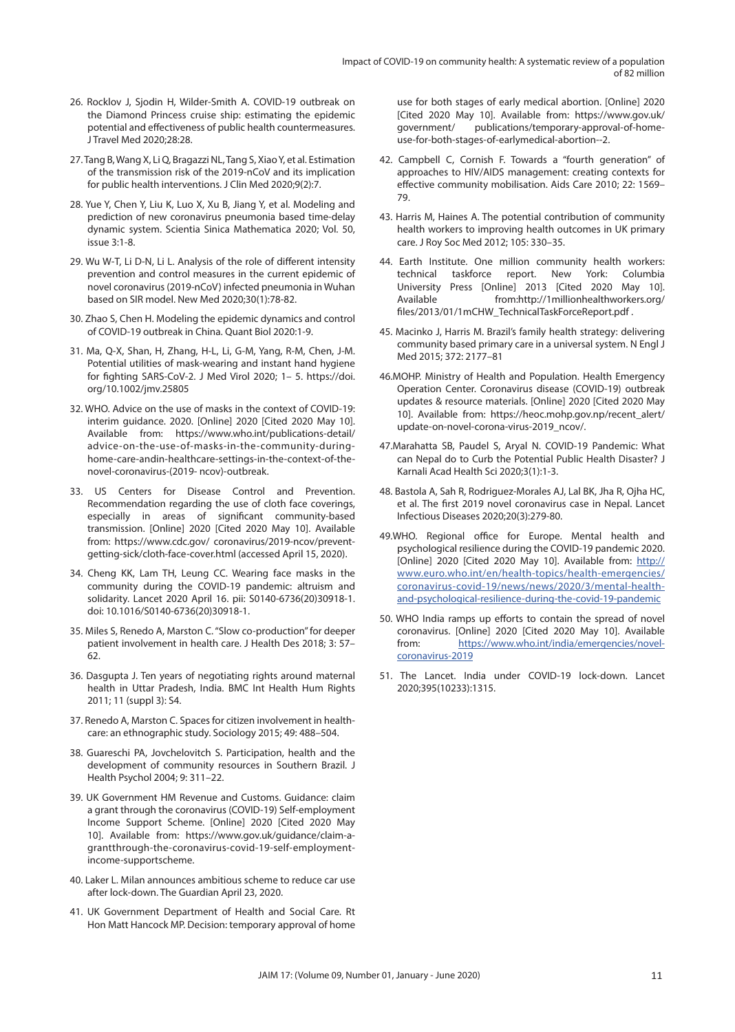26. Rocklov J, Sjodin H, Wilder-Smith A. COVID-19 outbreak on the Diamond Princess cruise ship: estimating the epidemic potential and effectiveness of public health countermeasures. J Travel Med 2020;28:28.

27. Tang B, Wang X, Li Q, Bragazzi NL, Tang S, Xiao Y, et al. Estimation of the transmission risk of the 2019-nCoV and its implication for public health interventions. J Clin Med 2020;9(2):7.

28. Yue Y, Chen Y, Liu K, Luo X, Xu B, Jiang Y, et al. Modeling and prediction of new coronavirus pneumonia based time-delay dynamic system. Scientia Sinica Mathematica 2020; Vol. 50, issue 3:1-8.

29. Wu W-T, Li D-N, Li L. Analysis of the role of different intensity prevention and control measures in the current epidemic of novel coronavirus (2019-nCoV) infected pneumonia in Wuhan based on SIR model. New Med 2020;30(1):78-82.

30. Zhao S, Chen H. Modeling the epidemic dynamics and control of COVID-19 outbreak in China. Quant Biol 2020:1-9.

31. Ma, Q-X, Shan, H, Zhang, H-L, Li, G-M, Yang, R-M, Chen, J-M. Potential utilities of mask-wearing and instant hand hygiene for fighting SARS-CoV-2. J Med Virol 2020; 1– 5. https://doi.org/10.1002/jmv.25805

32. WHO. Advice on the use of masks in the context of COVID-19: interim guidance. 2020. [Online] 2020 [Cited 2020 May 10]. Available from: https://www.who.int/publications-detail/advice-on-the-use-of-masks-in-the-community-during-home-care-andin-healthcare-settings-in-the-context-of-the-novel-coronavirus-(2019- ncov)-outbreak.

33. US Centers for Disease Control and Prevention. Recommendation regarding the use of cloth face coverings, especially in areas of significant community-based transmission. [Online] 2020 [Cited 2020 May 10]. Available from: https://www.cdc.gov/ coronavirus/2019-ncov/prevent-getting-sick/cloth-face-cover.html (accessed April 15, 2020).

34. Cheng KK, Lam TH, Leung CC. Wearing face masks in the community during the COVID-19 pandemic: altruism and solidarity. Lancet 2020 April 16. pii: S0140-6736(20)30918-1. doi: 10.1016/S0140-6736(20)30918-1.

35. Miles S, Renedo A, Marston C. "Slow co-production" for deeper patient involvement in health care. J Health Des 2018; 3: 57–62.

36. Dasgupta J. Ten years of negotiating rights around maternal health in Uttar Pradesh, India. BMC Int Health Hum Rights 2011; 11 (suppl 3): S4.

37. Renedo A, Marston C. Spaces for citizen involvement in health-care: an ethnographic study. Sociology 2015; 49: 488–504.

38. Guareschi PA, Jovchelovitch S. Participation, health and the development of community resources in Southern Brazil. J Health Psychol 2004; 9: 311–22.

39. UK Government HM Revenue and Customs. Guidance: claim a grant through the coronavirus (COVID-19) Self-employment Income Support Scheme. [Online] 2020 [Cited 2020 May 10]. Available from: https://www.gov.uk/guidance/claim-a-grantthrough-the-coronavirus-covid-19-self-employment-income-supportscheme.

40. Laker L. Milan announces ambitious scheme to reduce car use after lock-down. The Guardian April 23, 2020.

41. UK Government Department of Health and Social Care. Rt Hon Matt Hancock MP. Decision: temporary approval of home use for both stages of early medical abortion. [Online] 2020 [Cited 2020 May 10]. Available from: https://www.gov.uk/government/ publications/temporary-approval-of-home-use-for-both-stages-of-earlymedical-abortion--2.

42. Campbell C, Cornish F. Towards a "fourth generation" of approaches to HIV/AIDS management: creating contexts for effective community mobilisation. Aids Care 2010; 22: 1569–79.

43. Harris M, Haines A. The potential contribution of community health workers to improving health outcomes in UK primary care. J Roy Soc Med 2012; 105: 330–35.

44. Earth Institute. One million community health workers: technical taskforce report. New York: Columbia University Press [Online] 2013 [Cited 2020 May 10]. Available from:http://1millionhealthworkers.org/files/2013/01/1mCHW_TechnicalTaskForceReport.pdf .

45. Macinko J, Harris M. Brazil's family health strategy: delivering community based primary care in a universal system. N Engl J Med 2015; 372: 2177–81

46. MOHP. Ministry of Health and Population. Health Emergency Operation Center. Coronavirus disease (COVID-19) outbreak updates & resource materials. [Online] 2020 [Cited 2020 May 10]. Available from: https://heoc.mohp.gov.np/recent_alert/update-on-novel-corona-virus-2019_ncov/.

47. Marahatta SB, Paudel S, Aryal N. COVID-19 Pandemic: What can Nepal do to Curb the Potential Public Health Disaster? J Karnali Acad Health Sci 2020;3(1):1-3.

48. Bastola A, Sah R, Rodriguez-Morales AJ, Lal BK, Jha R, Ojha HC, et al. The first 2019 novel coronavirus case in Nepal. Lancet Infectious Diseases 2020;20(3):279-80.

49. WHO. Regional office for Europe. Mental health and psychological resilience during the COVID-19 pandemic 2020. [Online] 2020 [Cited 2020 May 10]. Available from: http://www.euro.who.int/en/health-topics/health-emergencies/coronavirus-covid-19/news/news/2020/3/mental-health-and-psychological-resilience-during-the-covid-19-pandemic

50. WHO India ramps up efforts to contain the spread of novel coronavirus. [Online] 2020 [Cited 2020 May 10]. Available from: https://www.who.int/india/emergencies/novel-coronavirus-2019

51. The Lancet. India under COVID-19 lock-down. Lancet 2020;395(10233):1315.